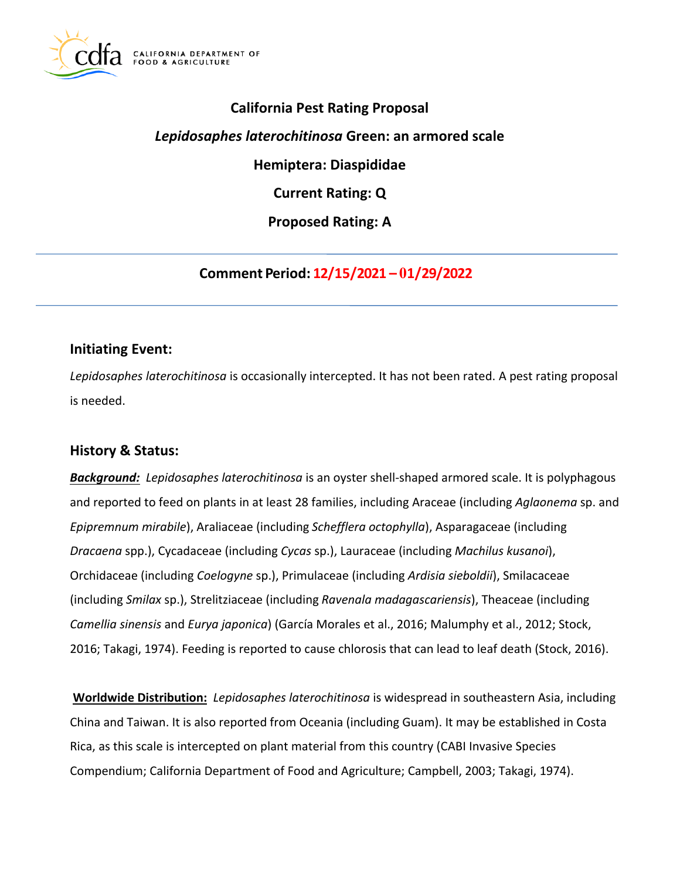# California Pest Rating Proposal

## *Lepidosaphes laterochitinosa* Green: an armored scale

## Hemiptera: Diaspididae

## Current Rating: Q

## Proposed Rating: A

---

**Comment Period: 12/15/2021 – 01/29/2022**

---

## Initiating Event:

*Lepidosaphes laterochitinosa* is occasionally intercepted. It has not been rated. A pest rating proposal is needed.

## History & Status:

***Background:*** *Lepidosaphes laterochitinosa* is an oyster shell-shaped armored scale. It is polyphagous and reported to feed on plants in at least 28 families, including Araceae (including *Aglaonema* sp. and *Epipremnum mirabile*), Araliaceae (including *Schefflera octophylla*), Asparagaceae (including *Dracaena* spp.), Cycadaceae (including *Cycas* sp.), Lauraceae (including *Machilus kusanoi*), Orchidaceae (including *Coelogyne* sp.), Primulaceae (including *Ardisia sieboldii*), Smilacaceae (including *Smilax* sp.), Strelitziaceae (including *Ravenala madagascariensis*), Theaceae (including *Camellia sinensis* and *Eurya japonica*) (García Morales et al., 2016; Malumphy et al., 2012; Stock, 2016; Takagi, 1974). Feeding is reported to cause chlorosis that can lead to leaf death (Stock, 2016).

**Worldwide Distribution:** *Lepidosaphes laterochitinosa* is widespread in southeastern Asia, including China and Taiwan. It is also reported from Oceania (including Guam). It may be established in Costa Rica, as this scale is intercepted on plant material from this country (CABI Invasive Species Compendium; California Department of Food and Agriculture; Campbell, 2003; Takagi, 1974).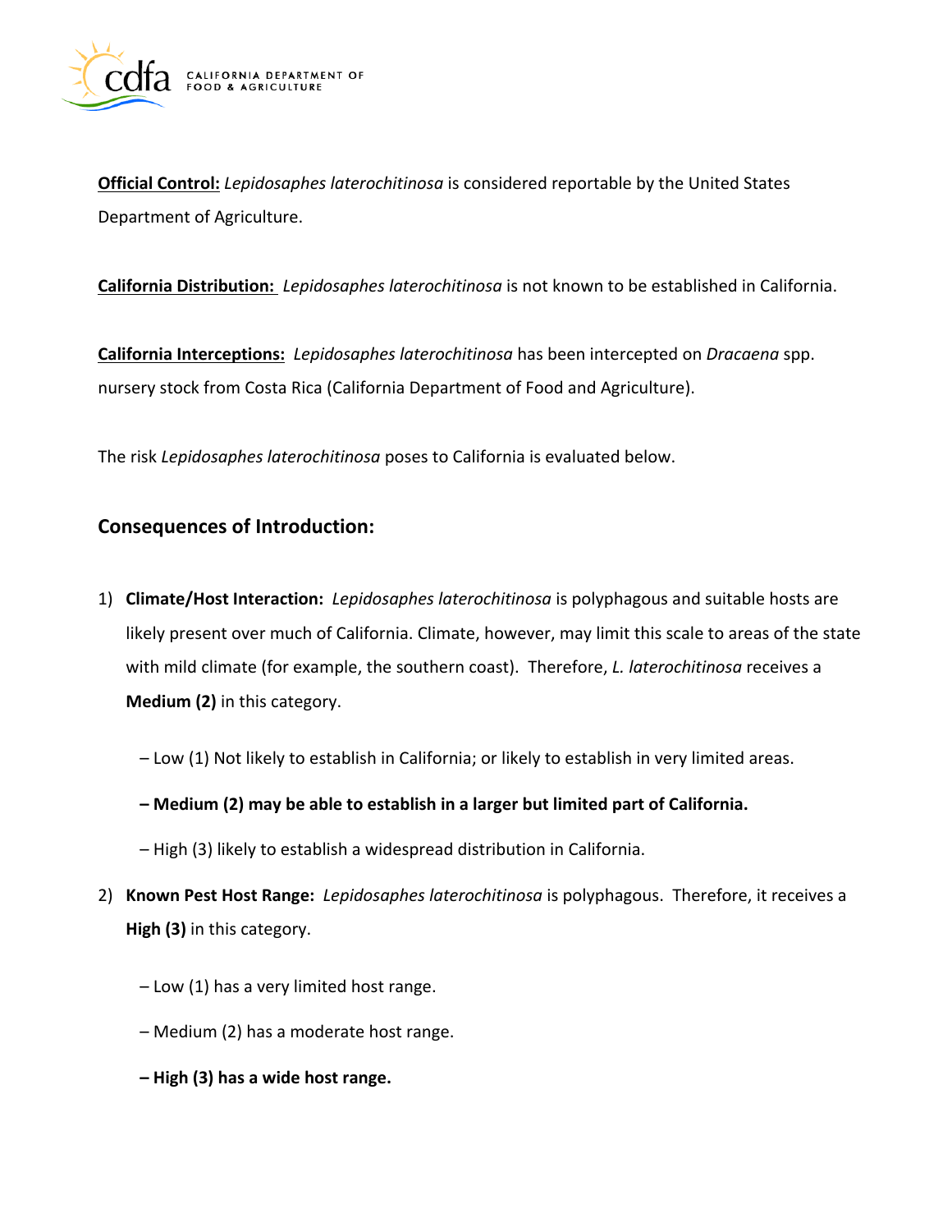**Official Control:** *Lepidosaphes laterochitinosa* is considered reportable by the United States Department of Agriculture.

**California Distribution:** *Lepidosaphes laterochitinosa* is not known to be established in California.

**California Interceptions:** *Lepidosaphes laterochitinosa* has been intercepted on *Dracaena* spp. nursery stock from Costa Rica (California Department of Food and Agriculture).

The risk *Lepidosaphes laterochitinosa* poses to California is evaluated below.

## Consequences of Introduction:

1) **Climate/Host Interaction:** *Lepidosaphes laterochitinosa* is polyphagous and suitable hosts are likely present over much of California. Climate, however, may limit this scale to areas of the state with mild climate (for example, the southern coast). Therefore, *L. laterochitinosa* receives a **Medium (2)** in this category.

   – Low (1) Not likely to establish in California; or likely to establish in very limited areas.

   **– Medium (2) may be able to establish in a larger but limited part of California.**

   – High (3) likely to establish a widespread distribution in California.

2) **Known Pest Host Range:** *Lepidosaphes laterochitinosa* is polyphagous. Therefore, it receives a **High (3)** in this category.

   – Low (1) has a very limited host range.

   – Medium (2) has a moderate host range.

   **– High (3) has a wide host range.**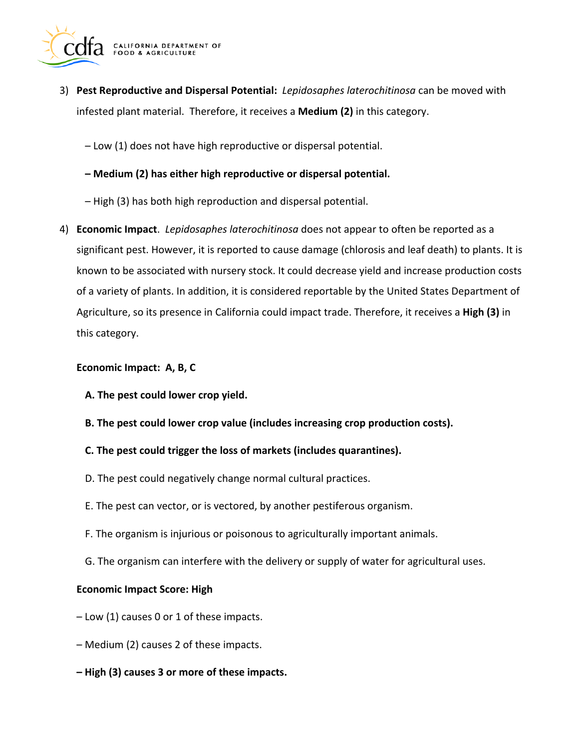3) **Pest Reproductive and Dispersal Potential:** *Lepidosaphes laterochitinosa* can be moved with infested plant material. Therefore, it receives a **Medium (2)** in this category.

   – Low (1) does not have high reproductive or dispersal potential.

   **– Medium (2) has either high reproductive or dispersal potential.**

   – High (3) has both high reproduction and dispersal potential.

4) **Economic Impact**. *Lepidosaphes laterochitinosa* does not appear to often be reported as a significant pest. However, it is reported to cause damage (chlorosis and leaf death) to plants. It is known to be associated with nursery stock. It could decrease yield and increase production costs of a variety of plants. In addition, it is considered reportable by the United States Department of Agriculture, so its presence in California could impact trade. Therefore, it receives a **High (3)** in this category.

   **Economic Impact: A, B, C**

   **A. The pest could lower crop yield.**

   **B. The pest could lower crop value (includes increasing crop production costs).**

   **C. The pest could trigger the loss of markets (includes quarantines).**

   D. The pest could negatively change normal cultural practices.

   E. The pest can vector, or is vectored, by another pestiferous organism.

   F. The organism is injurious or poisonous to agriculturally important animals.

   G. The organism can interfere with the delivery or supply of water for agricultural uses.

   **Economic Impact Score: High**

   – Low (1) causes 0 or 1 of these impacts.

   – Medium (2) causes 2 of these impacts.

   **– High (3) causes 3 or more of these impacts.**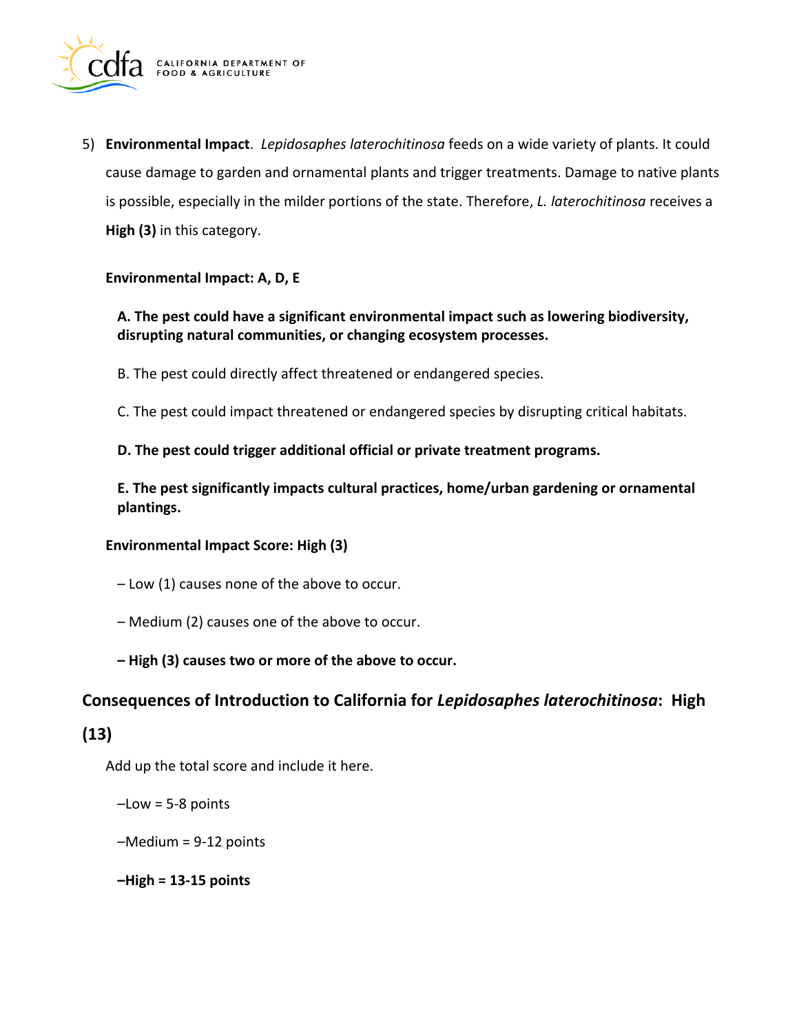5) **Environmental Impact**. *Lepidosaphes laterochitinosa* feeds on a wide variety of plants. It could cause damage to garden and ornamental plants and trigger treatments. Damage to native plants is possible, especially in the milder portions of the state. Therefore, *L. laterochitinosa* receives a **High (3)** in this category.

**Environmental Impact: A, D, E**

**A. The pest could have a significant environmental impact such as lowering biodiversity, disrupting natural communities, or changing ecosystem processes.**

B. The pest could directly affect threatened or endangered species.

C. The pest could impact threatened or endangered species by disrupting critical habitats.

**D. The pest could trigger additional official or private treatment programs.**

**E. The pest significantly impacts cultural practices, home/urban gardening or ornamental plantings.**

**Environmental Impact Score: High (3)**

– Low (1) causes none of the above to occur.

– Medium (2) causes one of the above to occur.

**– High (3) causes two or more of the above to occur.**

## Consequences of Introduction to California for *Lepidosaphes laterochitinosa*: High (13)

Add up the total score and include it here.

–Low = 5-8 points

–Medium = 9-12 points

**–High = 13-15 points**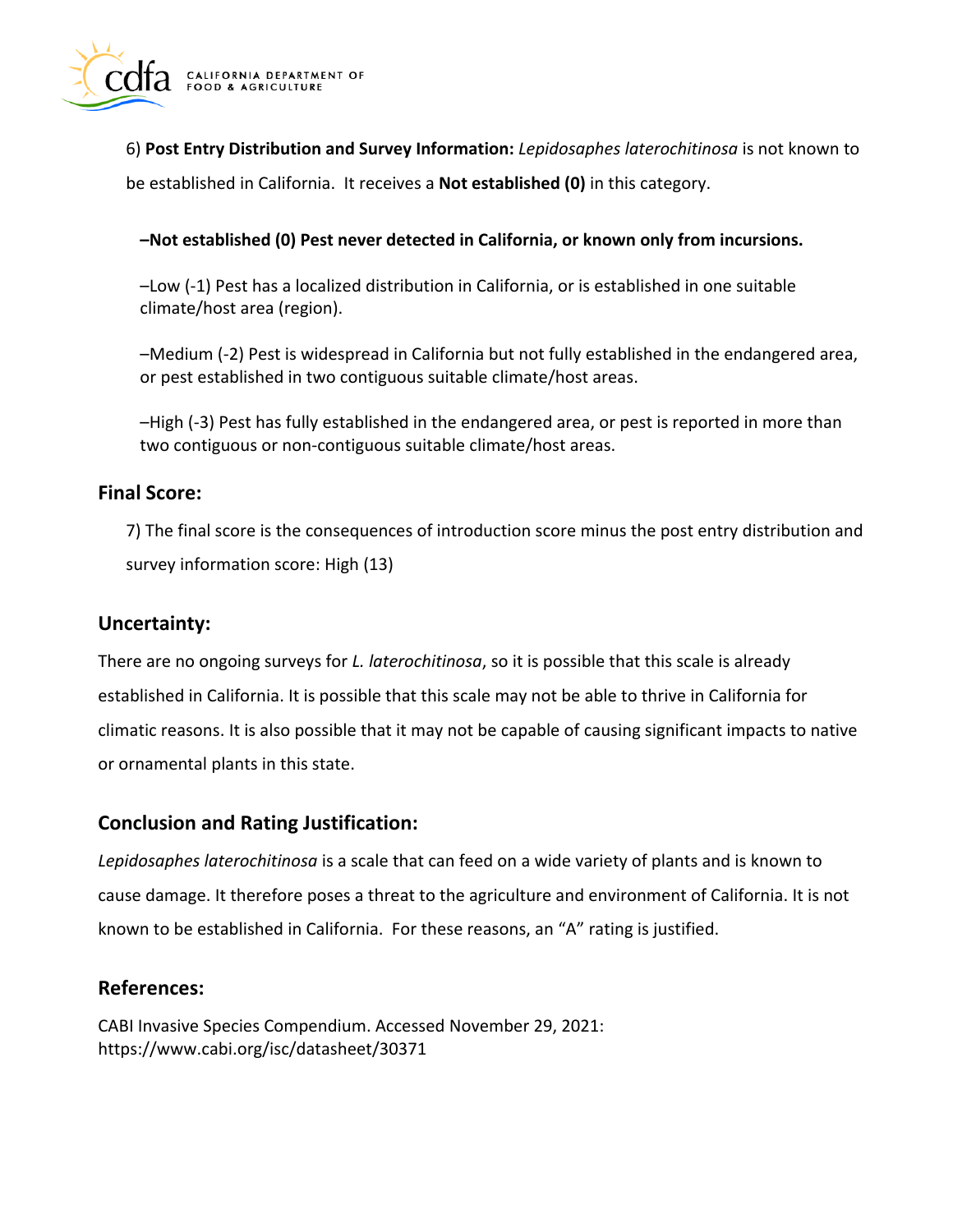6) **Post Entry Distribution and Survey Information:** *Lepidosaphes laterochitinosa* is not known to be established in California. It receives a **Not established (0)** in this category.

**–Not established (0) Pest never detected in California, or known only from incursions.**

–Low (-1) Pest has a localized distribution in California, or is established in one suitable climate/host area (region).

–Medium (-2) Pest is widespread in California but not fully established in the endangered area, or pest established in two contiguous suitable climate/host areas.

–High (-3) Pest has fully established in the endangered area, or pest is reported in more than two contiguous or non-contiguous suitable climate/host areas.

## Final Score:

7) The final score is the consequences of introduction score minus the post entry distribution and survey information score: High (13)

## Uncertainty:

There are no ongoing surveys for *L. laterochitinosa*, so it is possible that this scale is already established in California. It is possible that this scale may not be able to thrive in California for climatic reasons. It is also possible that it may not be capable of causing significant impacts to native or ornamental plants in this state.

## Conclusion and Rating Justification:

*Lepidosaphes laterochitinosa* is a scale that can feed on a wide variety of plants and is known to cause damage. It therefore poses a threat to the agriculture and environment of California. It is not known to be established in California. For these reasons, an "A" rating is justified.

## References:

CABI Invasive Species Compendium. Accessed November 29, 2021: https://www.cabi.org/isc/datasheet/30371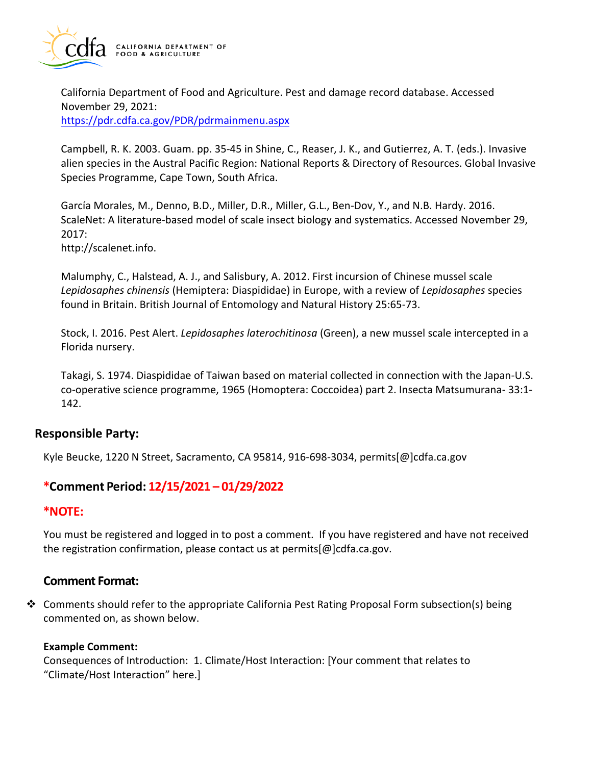California Department of Food and Agriculture. Pest and damage record database. Accessed November 29, 2021:
[https://pdr.cdfa.ca.gov/PDR/pdrmainmenu.aspx](https://pdr.cdfa.ca.gov/PDR/pdrmainmenu.aspx)

Campbell, R. K. 2003. Guam. pp. 35-45 in Shine, C., Reaser, J. K., and Gutierrez, A. T. (eds.). Invasive alien species in the Austral Pacific Region: National Reports & Directory of Resources. Global Invasive Species Programme, Cape Town, South Africa.

García Morales, M., Denno, B.D., Miller, D.R., Miller, G.L., Ben-Dov, Y., and N.B. Hardy. 2016. ScaleNet: A literature-based model of scale insect biology and systematics. Accessed November 29, 2017:
http://scalenet.info.

Malumphy, C., Halstead, A. J., and Salisbury, A. 2012. First incursion of Chinese mussel scale *Lepidosaphes chinensis* (Hemiptera: Diaspididae) in Europe, with a review of *Lepidosaphes* species found in Britain. British Journal of Entomology and Natural History 25:65-73.

Stock, I. 2016. Pest Alert. *Lepidosaphes laterochitinosa* (Green), a new mussel scale intercepted in a Florida nursery.

Takagi, S. 1974. Diaspididae of Taiwan based on material collected in connection with the Japan-U.S. co-operative science programme, 1965 (Homoptera: Coccoidea) part 2. Insecta Matsumurana- 33:1-142.

## Responsible Party:

Kyle Beucke, 1220 N Street, Sacramento, CA 95814, 916-698-3034, permits[@]cdfa.ca.gov

### *Comment Period: 12/15/2021 – 01/29/2022

### *NOTE:

You must be registered and logged in to post a comment. If you have registered and have not received the registration confirmation, please contact us at permits[@]cdfa.ca.gov.

### Comment Format:

- Comments should refer to the appropriate California Pest Rating Proposal Form subsection(s) being commented on, as shown below.

**Example Comment:**
Consequences of Introduction: 1. Climate/Host Interaction: [Your comment that relates to "Climate/Host Interaction" here.]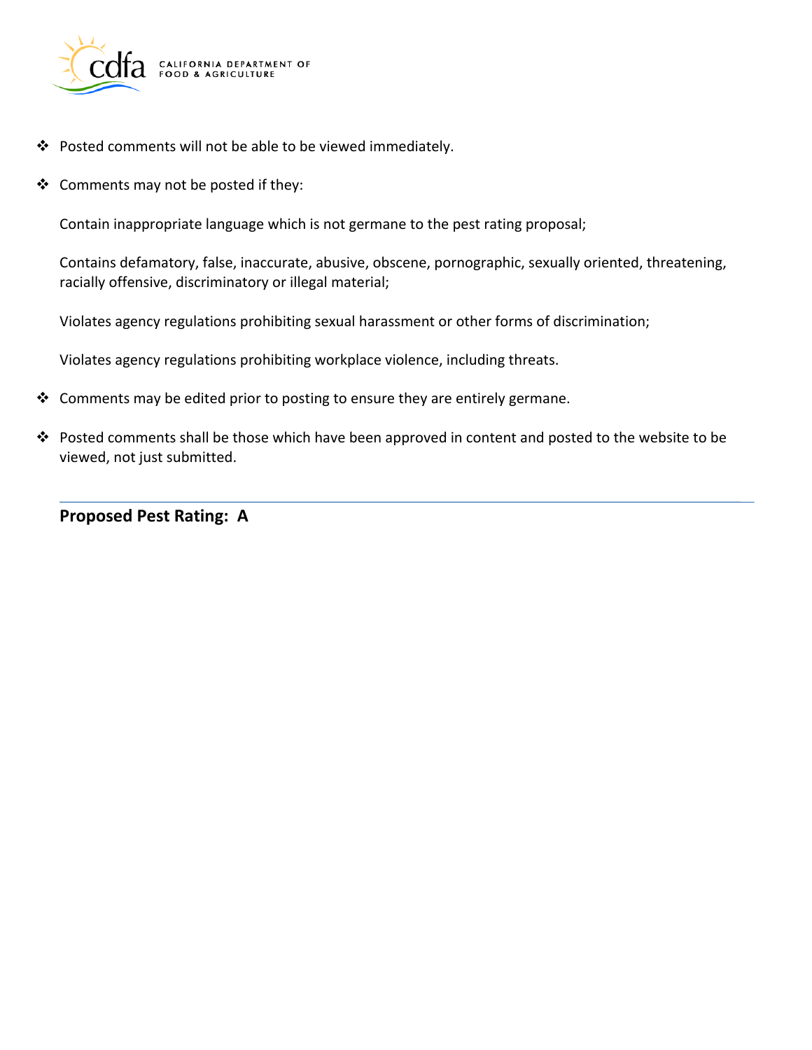- Posted comments will not be able to be viewed immediately.
- Comments may not be posted if they:

  Contain inappropriate language which is not germane to the pest rating proposal;

  Contains defamatory, false, inaccurate, abusive, obscene, pornographic, sexually oriented, threatening, racially offensive, discriminatory or illegal material;

  Violates agency regulations prohibiting sexual harassment or other forms of discrimination;

  Violates agency regulations prohibiting workplace violence, including threats.

- Comments may be edited prior to posting to ensure they are entirely germane.
- Posted comments shall be those which have been approved in content and posted to the website to be viewed, not just submitted.

---

**Proposed Pest Rating: A**